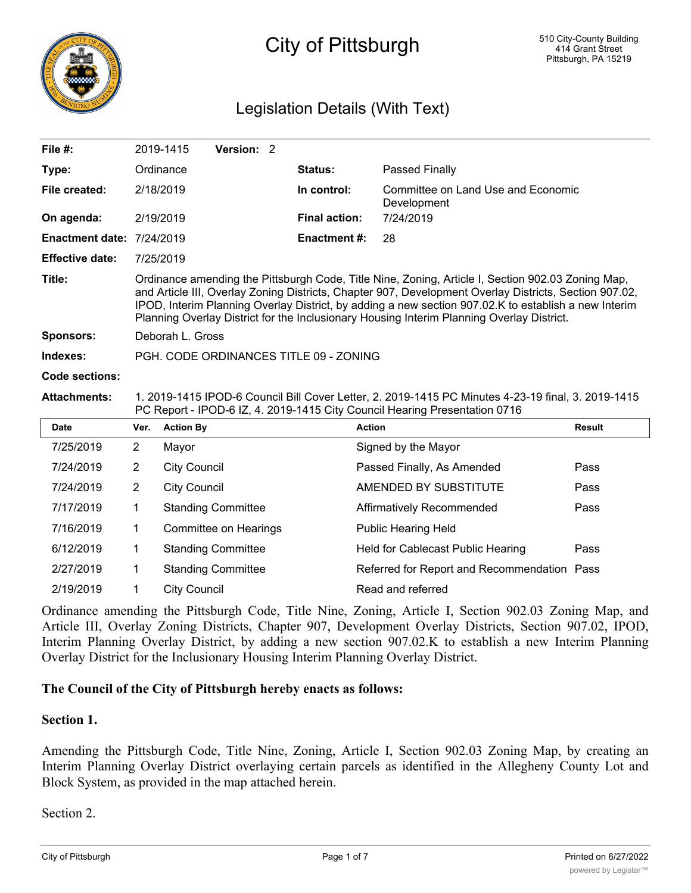# City of Pittsburgh

510 City-County Building
414 Grant Street
Pittsburgh, PA 15219

## Legislation Details (With Text)

| | | | |
|---|---|---|---|
| **File #:** | 2019-1415 **Version:** 2 | | |
| **Type:** | Ordinance | **Status:** | Passed Finally |
| **File created:** | 2/18/2019 | **In control:** | Committee on Land Use and Economic Development |
| **On agenda:** | 2/19/2019 | **Final action:** | 7/24/2019 |
| **Enactment date:** | 7/24/2019 | **Enactment #:** | 28 |
| **Effective date:** | 7/25/2019 | | |

**Title:** Ordinance amending the Pittsburgh Code, Title Nine, Zoning, Article I, Section 902.03 Zoning Map, and Article III, Overlay Zoning Districts, Chapter 907, Development Overlay Districts, Section 907.02, IPOD, Interim Planning Overlay District, by adding a new section 907.02.K to establish a new Interim Planning Overlay District for the Inclusionary Housing Interim Planning Overlay District.

**Sponsors:** Deborah L. Gross

**Indexes:** PGH. CODE ORDINANCES TITLE 09 - ZONING

**Code sections:**

**Attachments:** 1. 2019-1415 IPOD-6 Council Bill Cover Letter, 2. 2019-1415 PC Minutes 4-23-19 final, 3. 2019-1415 PC Report - IPOD-6 IZ, 4. 2019-1415 City Council Hearing Presentation 0716

| Date | Ver. | Action By | Action | Result |
|---|---|---|---|---|
| 7/25/2019 | 2 | Mayor | Signed by the Mayor | |
| 7/24/2019 | 2 | City Council | Passed Finally, As Amended | Pass |
| 7/24/2019 | 2 | City Council | AMENDED BY SUBSTITUTE | Pass |
| 7/17/2019 | 1 | Standing Committee | Affirmatively Recommended | Pass |
| 7/16/2019 | 1 | Committee on Hearings | Public Hearing Held | |
| 6/12/2019 | 1 | Standing Committee | Held for Cablecast Public Hearing | Pass |
| 2/27/2019 | 1 | Standing Committee | Referred for Report and Recommendation | Pass |
| 2/19/2019 | 1 | City Council | Read and referred | |

Ordinance amending the Pittsburgh Code, Title Nine, Zoning, Article I, Section 902.03 Zoning Map, and Article III, Overlay Zoning Districts, Chapter 907, Development Overlay Districts, Section 907.02, IPOD, Interim Planning Overlay District, by adding a new section 907.02.K to establish a new Interim Planning Overlay District for the Inclusionary Housing Interim Planning Overlay District.

**The Council of the City of Pittsburgh hereby enacts as follows:**

**Section 1.**

Amending the Pittsburgh Code, Title Nine, Zoning, Article I, Section 902.03 Zoning Map, by creating an Interim Planning Overlay District overlaying certain parcels as identified in the Allegheny County Lot and Block System, as provided in the map attached herein.

Section 2.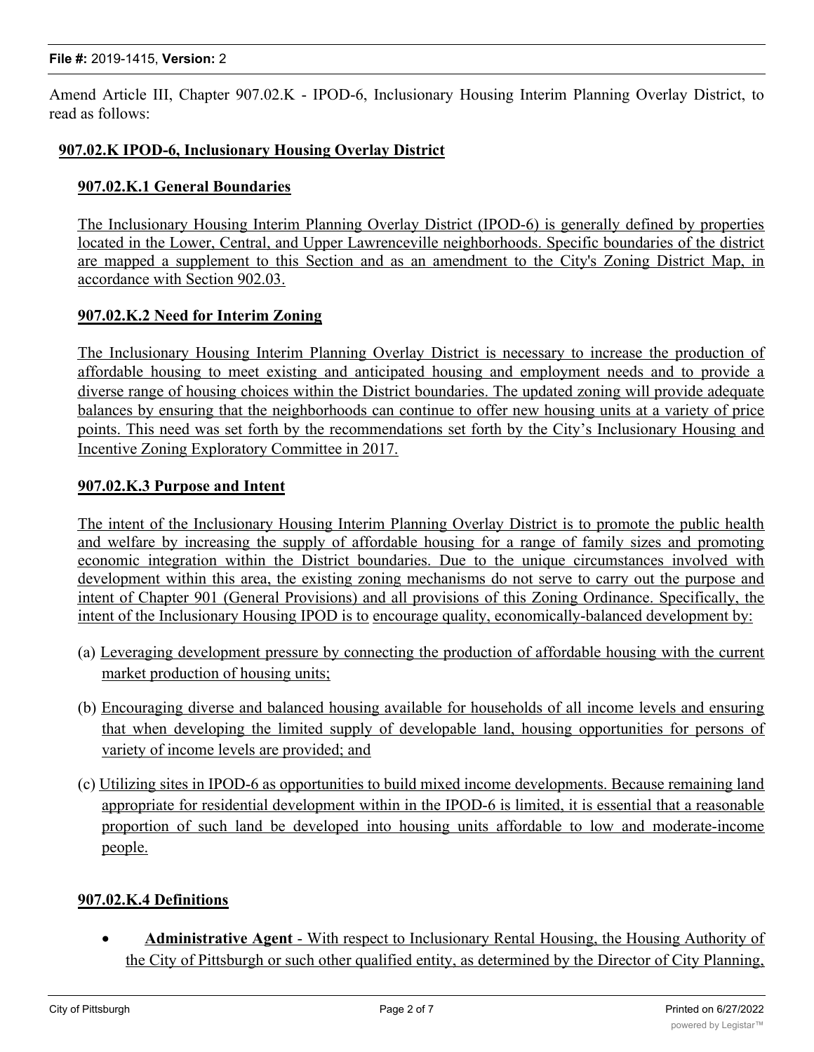Amend Article III, Chapter 907.02.K - IPOD-6, Inclusionary Housing Interim Planning Overlay District, to read as follows:

## 907.02.K IPOD-6, Inclusionary Housing Overlay District

### 907.02.K.1 General Boundaries

The Inclusionary Housing Interim Planning Overlay District (IPOD-6) is generally defined by properties located in the Lower, Central, and Upper Lawrenceville neighborhoods. Specific boundaries of the district are mapped a supplement to this Section and as an amendment to the City's Zoning District Map, in accordance with Section 902.03.

### 907.02.K.2 Need for Interim Zoning

The Inclusionary Housing Interim Planning Overlay District is necessary to increase the production of affordable housing to meet existing and anticipated housing and employment needs and to provide a diverse range of housing choices within the District boundaries. The updated zoning will provide adequate balances by ensuring that the neighborhoods can continue to offer new housing units at a variety of price points. This need was set forth by the recommendations set forth by the City's Inclusionary Housing and Incentive Zoning Exploratory Committee in 2017.

### 907.02.K.3 Purpose and Intent

The intent of the Inclusionary Housing Interim Planning Overlay District is to promote the public health and welfare by increasing the supply of affordable housing for a range of family sizes and promoting economic integration within the District boundaries. Due to the unique circumstances involved with development within this area, the existing zoning mechanisms do not serve to carry out the purpose and intent of Chapter 901 (General Provisions) and all provisions of this Zoning Ordinance. Specifically, the intent of the Inclusionary Housing IPOD is to encourage quality, economically-balanced development by:

(a) Leveraging development pressure by connecting the production of affordable housing with the current market production of housing units;

(b) Encouraging diverse and balanced housing available for households of all income levels and ensuring that when developing the limited supply of developable land, housing opportunities for persons of variety of income levels are provided; and

(c) Utilizing sites in IPOD-6 as opportunities to build mixed income developments. Because remaining land appropriate for residential development within in the IPOD-6 is limited, it is essential that a reasonable proportion of such land be developed into housing units affordable to low and moderate-income people.

### 907.02.K.4 Definitions

- **Administrative Agent** - With respect to Inclusionary Rental Housing, the Housing Authority of the City of Pittsburgh or such other qualified entity, as determined by the Director of City Planning,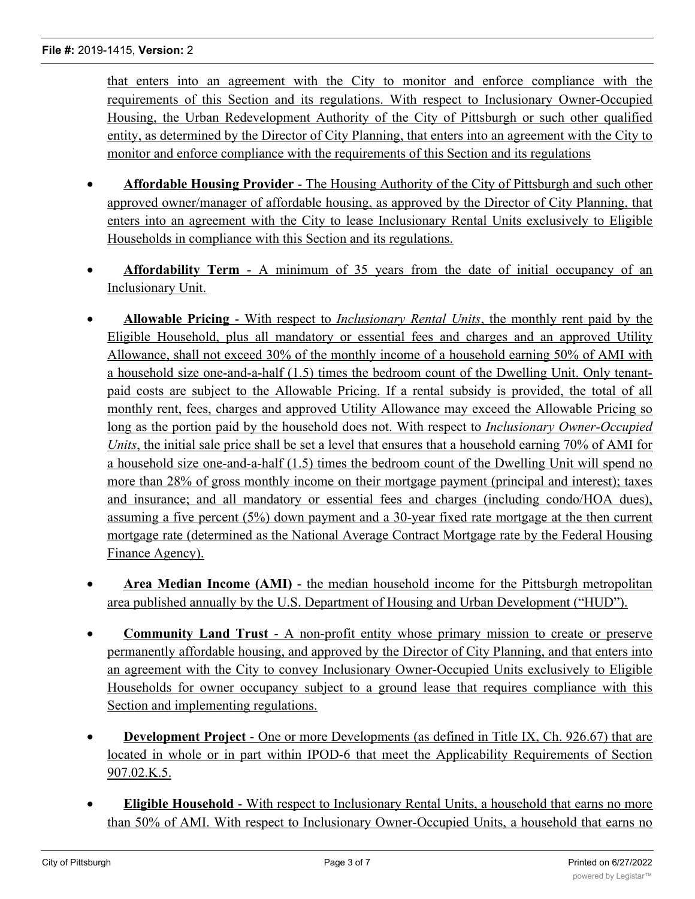that enters into an agreement with the City to monitor and enforce compliance with the requirements of this Section and its regulations. With respect to Inclusionary Owner-Occupied Housing, the Urban Redevelopment Authority of the City of Pittsburgh or such other qualified entity, as determined by the Director of City Planning, that enters into an agreement with the City to monitor and enforce compliance with the requirements of this Section and its regulations

- **Affordable Housing Provider** - The Housing Authority of the City of Pittsburgh and such other approved owner/manager of affordable housing, as approved by the Director of City Planning, that enters into an agreement with the City to lease Inclusionary Rental Units exclusively to Eligible Households in compliance with this Section and its regulations.

- **Affordability Term** - A minimum of 35 years from the date of initial occupancy of an Inclusionary Unit.

- **Allowable Pricing** - With respect to *Inclusionary Rental Units*, the monthly rent paid by the Eligible Household, plus all mandatory or essential fees and charges and an approved Utility Allowance, shall not exceed 30% of the monthly income of a household earning 50% of AMI with a household size one-and-a-half (1.5) times the bedroom count of the Dwelling Unit. Only tenant-paid costs are subject to the Allowable Pricing. If a rental subsidy is provided, the total of all monthly rent, fees, charges and approved Utility Allowance may exceed the Allowable Pricing so long as the portion paid by the household does not. With respect to *Inclusionary Owner-Occupied Units*, the initial sale price shall be set a level that ensures that a household earning 70% of AMI for a household size one-and-a-half (1.5) times the bedroom count of the Dwelling Unit will spend no more than 28% of gross monthly income on their mortgage payment (principal and interest); taxes and insurance; and all mandatory or essential fees and charges (including condo/HOA dues), assuming a five percent (5%) down payment and a 30-year fixed rate mortgage at the then current mortgage rate (determined as the National Average Contract Mortgage rate by the Federal Housing Finance Agency).

- **Area Median Income (AMI)** - the median household income for the Pittsburgh metropolitan area published annually by the U.S. Department of Housing and Urban Development ("HUD").

- **Community Land Trust** - A non-profit entity whose primary mission to create or preserve permanently affordable housing, and approved by the Director of City Planning, and that enters into an agreement with the City to convey Inclusionary Owner-Occupied Units exclusively to Eligible Households for owner occupancy subject to a ground lease that requires compliance with this Section and implementing regulations.

- **Development Project** - One or more Developments (as defined in Title IX, Ch. 926.67) that are located in whole or in part within IPOD-6 that meet the Applicability Requirements of Section 907.02.K.5.

- **Eligible Household** - With respect to Inclusionary Rental Units, a household that earns no more than 50% of AMI. With respect to Inclusionary Owner-Occupied Units, a household that earns no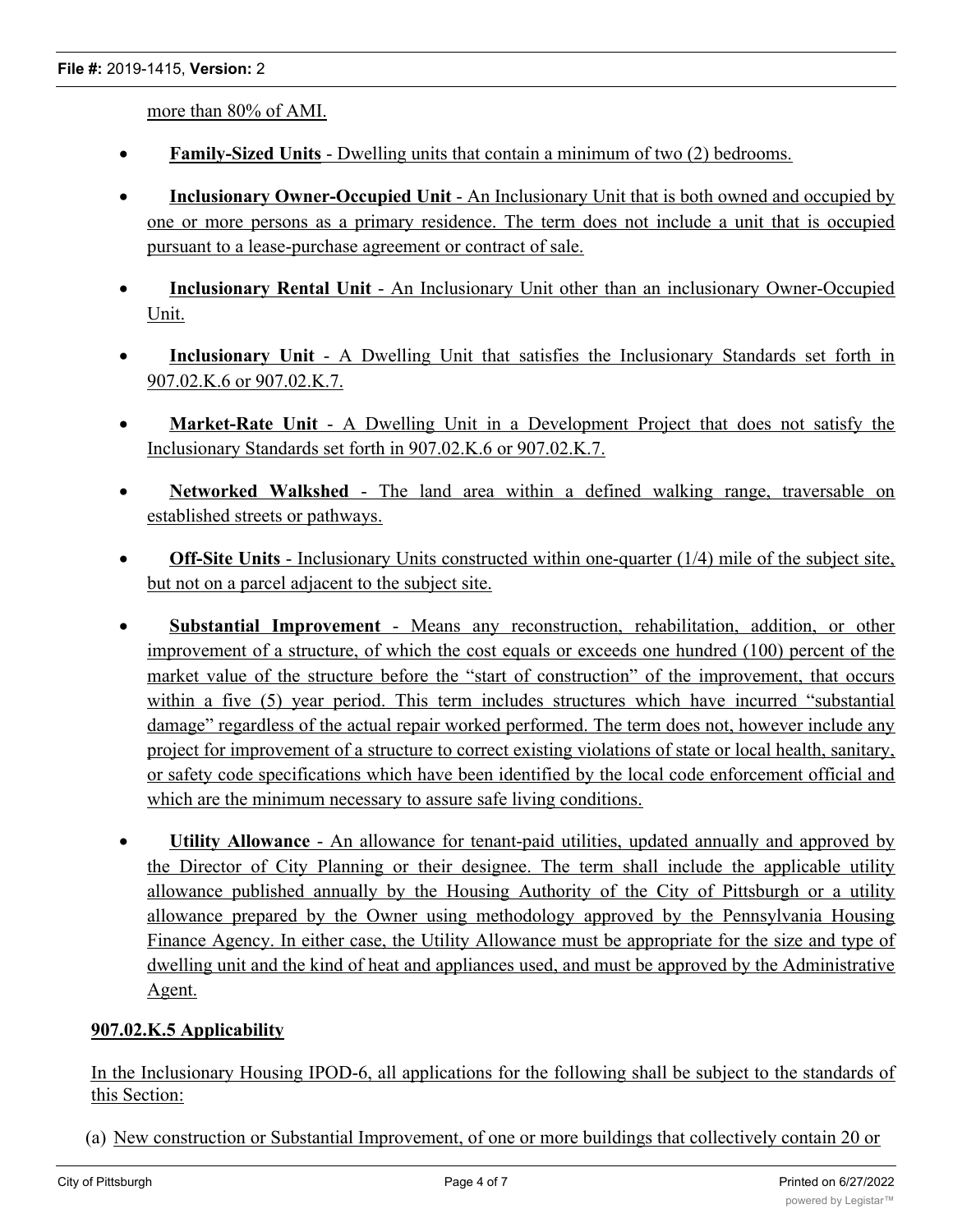more than 80% of AMI.

- **Family-Sized Units** - Dwelling units that contain a minimum of two (2) bedrooms.
- **Inclusionary Owner-Occupied Unit** - An Inclusionary Unit that is both owned and occupied by one or more persons as a primary residence. The term does not include a unit that is occupied pursuant to a lease-purchase agreement or contract of sale.
- **Inclusionary Rental Unit** - An Inclusionary Unit other than an inclusionary Owner-Occupied Unit.
- **Inclusionary Unit** - A Dwelling Unit that satisfies the Inclusionary Standards set forth in 907.02.K.6 or 907.02.K.7.
- **Market-Rate Unit** - A Dwelling Unit in a Development Project that does not satisfy the Inclusionary Standards set forth in 907.02.K.6 or 907.02.K.7.
- **Networked Walkshed** - The land area within a defined walking range, traversable on established streets or pathways.
- **Off-Site Units** - Inclusionary Units constructed within one-quarter (1/4) mile of the subject site, but not on a parcel adjacent to the subject site.
- **Substantial Improvement** - Means any reconstruction, rehabilitation, addition, or other improvement of a structure, of which the cost equals or exceeds one hundred (100) percent of the market value of the structure before the "start of construction" of the improvement, that occurs within a five (5) year period. This term includes structures which have incurred "substantial damage" regardless of the actual repair worked performed. The term does not, however include any project for improvement of a structure to correct existing violations of state or local health, sanitary, or safety code specifications which have been identified by the local code enforcement official and which are the minimum necessary to assure safe living conditions.
- **Utility Allowance** - An allowance for tenant-paid utilities, updated annually and approved by the Director of City Planning or their designee. The term shall include the applicable utility allowance published annually by the Housing Authority of the City of Pittsburgh or a utility allowance prepared by the Owner using methodology approved by the Pennsylvania Housing Finance Agency. In either case, the Utility Allowance must be appropriate for the size and type of dwelling unit and the kind of heat and appliances used, and must be approved by the Administrative Agent.

**907.02.K.5 Applicability**

In the Inclusionary Housing IPOD-6, all applications for the following shall be subject to the standards of this Section:

(a) New construction or Substantial Improvement, of one or more buildings that collectively contain 20 or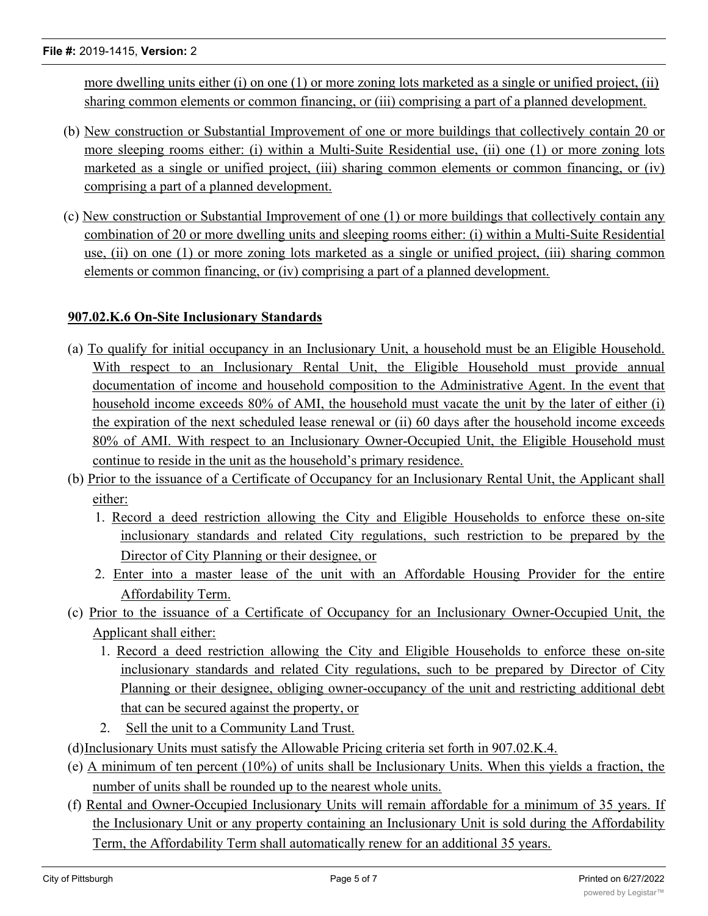more dwelling units either (i) on one (1) or more zoning lots marketed as a single or unified project, (ii) sharing common elements or common financing, or (iii) comprising a part of a planned development.

(b) New construction or Substantial Improvement of one or more buildings that collectively contain 20 or more sleeping rooms either: (i) within a Multi-Suite Residential use, (ii) one (1) or more zoning lots marketed as a single or unified project, (iii) sharing common elements or common financing, or (iv) comprising a part of a planned development.

(c) New construction or Substantial Improvement of one (1) or more buildings that collectively contain any combination of 20 or more dwelling units and sleeping rooms either: (i) within a Multi-Suite Residential use, (ii) on one (1) or more zoning lots marketed as a single or unified project, (iii) sharing common elements or common financing, or (iv) comprising a part of a planned development.

**907.02.K.6 On-Site Inclusionary Standards**

(a) To qualify for initial occupancy in an Inclusionary Unit, a household must be an Eligible Household. With respect to an Inclusionary Rental Unit, the Eligible Household must provide annual documentation of income and household composition to the Administrative Agent. In the event that household income exceeds 80% of AMI, the household must vacate the unit by the later of either (i) the expiration of the next scheduled lease renewal or (ii) 60 days after the household income exceeds 80% of AMI. With respect to an Inclusionary Owner-Occupied Unit, the Eligible Household must continue to reside in the unit as the household's primary residence.

(b) Prior to the issuance of a Certificate of Occupancy for an Inclusionary Rental Unit, the Applicant shall either:
   1. Record a deed restriction allowing the City and Eligible Households to enforce these on-site inclusionary standards and related City regulations, such restriction to be prepared by the Director of City Planning or their designee, or
   2. Enter into a master lease of the unit with an Affordable Housing Provider for the entire Affordability Term.

(c) Prior to the issuance of a Certificate of Occupancy for an Inclusionary Owner-Occupied Unit, the Applicant shall either:
   1. Record a deed restriction allowing the City and Eligible Households to enforce these on-site inclusionary standards and related City regulations, such to be prepared by Director of City Planning or their designee, obliging owner-occupancy of the unit and restricting additional debt that can be secured against the property, or
   2. Sell the unit to a Community Land Trust.

(d) Inclusionary Units must satisfy the Allowable Pricing criteria set forth in 907.02.K.4.

(e) A minimum of ten percent (10%) of units shall be Inclusionary Units. When this yields a fraction, the number of units shall be rounded up to the nearest whole units.

(f) Rental and Owner-Occupied Inclusionary Units will remain affordable for a minimum of 35 years. If the Inclusionary Unit or any property containing an Inclusionary Unit is sold during the Affordability Term, the Affordability Term shall automatically renew for an additional 35 years.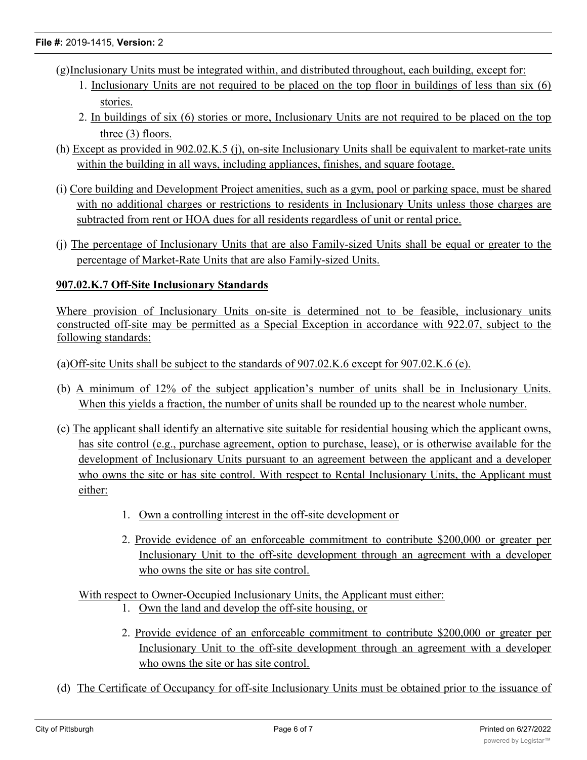(g) Inclusionary Units must be integrated within, and distributed throughout, each building, except for:

1. Inclusionary Units are not required to be placed on the top floor in buildings of less than six (6) stories.
2. In buildings of six (6) stories or more, Inclusionary Units are not required to be placed on the top three (3) floors.

(h) Except as provided in 902.02.K.5 (j), on-site Inclusionary Units shall be equivalent to market-rate units within the building in all ways, including appliances, finishes, and square footage.

(i) Core building and Development Project amenities, such as a gym, pool or parking space, must be shared with no additional charges or restrictions to residents in Inclusionary Units unless those charges are subtracted from rent or HOA dues for all residents regardless of unit or rental price.

(j) The percentage of Inclusionary Units that are also Family-sized Units shall be equal or greater to the percentage of Market-Rate Units that are also Family-sized Units.

**907.02.K.7 Off-Site Inclusionary Standards**

Where provision of Inclusionary Units on-site is determined not to be feasible, inclusionary units constructed off-site may be permitted as a Special Exception in accordance with 922.07, subject to the following standards:

(a) Off-site Units shall be subject to the standards of 907.02.K.6 except for 907.02.K.6 (e).

(b) A minimum of 12% of the subject application's number of units shall be in Inclusionary Units. When this yields a fraction, the number of units shall be rounded up to the nearest whole number.

(c) The applicant shall identify an alternative site suitable for residential housing which the applicant owns, has site control (e.g., purchase agreement, option to purchase, lease), or is otherwise available for the development of Inclusionary Units pursuant to an agreement between the applicant and a developer who owns the site or has site control. With respect to Rental Inclusionary Units, the Applicant must either:

1. Own a controlling interest in the off-site development or
2. Provide evidence of an enforceable commitment to contribute $200,000 or greater per Inclusionary Unit to the off-site development through an agreement with a developer who owns the site or has site control.

With respect to Owner-Occupied Inclusionary Units, the Applicant must either:

1. Own the land and develop the off-site housing, or
2. Provide evidence of an enforceable commitment to contribute $200,000 or greater per Inclusionary Unit to the off-site development through an agreement with a developer who owns the site or has site control.

(d) The Certificate of Occupancy for off-site Inclusionary Units must be obtained prior to the issuance of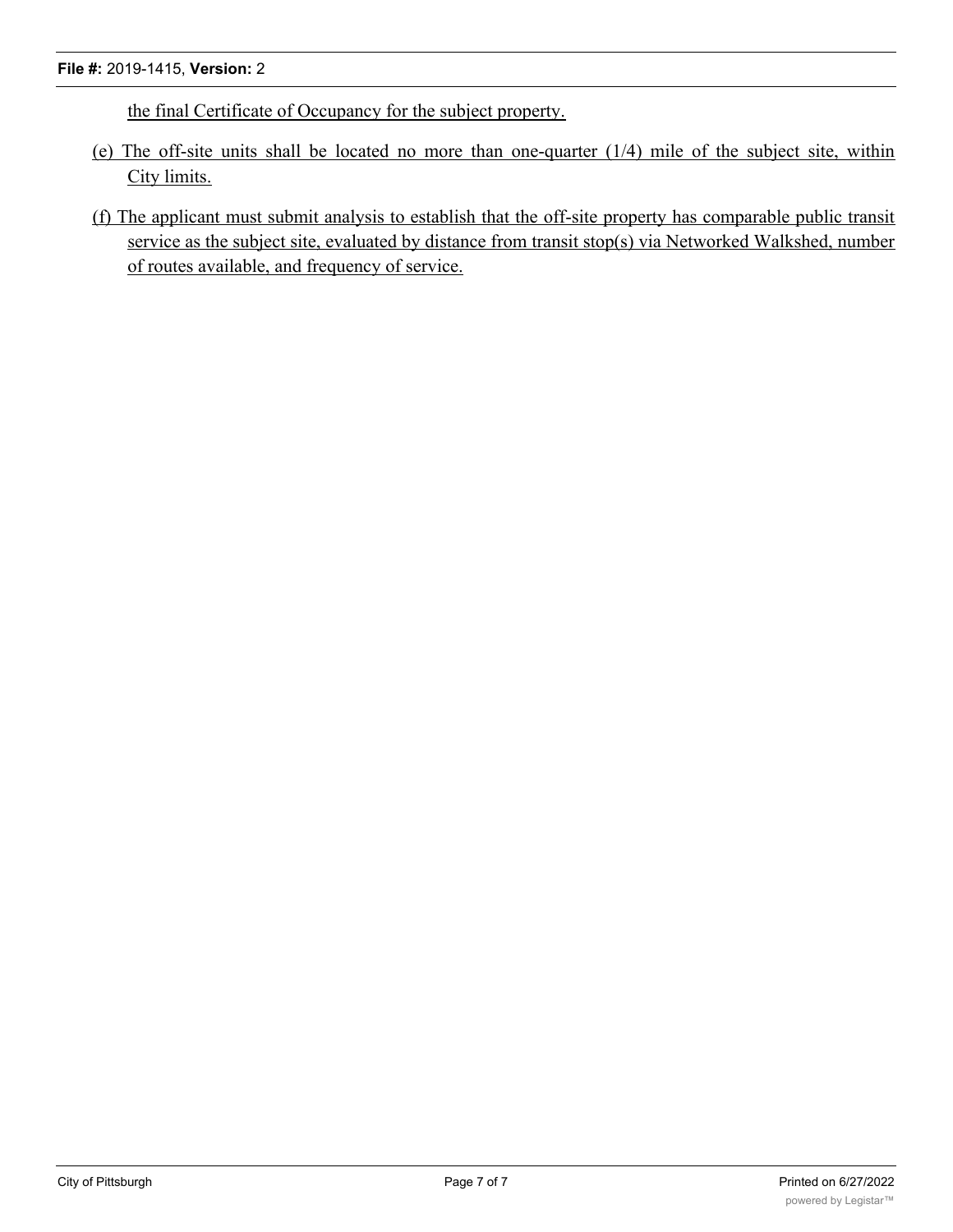the final Certificate of Occupancy for the subject property.

(e) The off-site units shall be located no more than one-quarter (1/4) mile of the subject site, within City limits.

(f) The applicant must submit analysis to establish that the off-site property has comparable public transit service as the subject site, evaluated by distance from transit stop(s) via Networked Walkshed, number of routes available, and frequency of service.